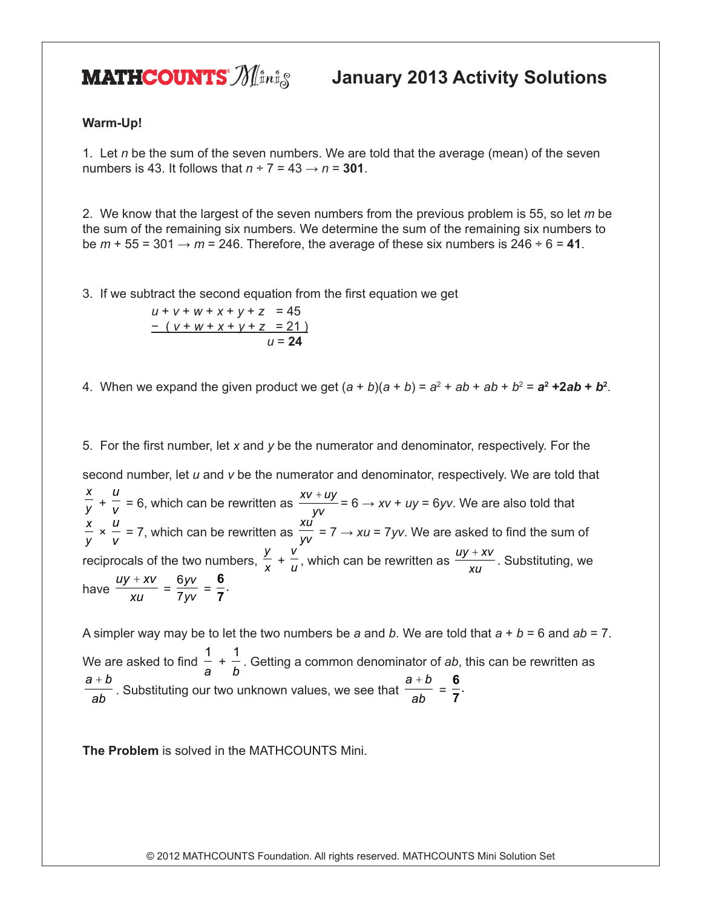# MATHCOUNTS Minis — January 2013 Activity Solutions

**Warm-Up!**

1. Let $n$ be the sum of the seven numbers. We are told that the average (mean) of the seven numbers is 43. It follows that $n \div 7 = 43 \rightarrow n = \mathbf{301}$.

2. We know that the largest of the seven numbers from the previous problem is 55, so let $m$ be the sum of the remaining six numbers. We determine the sum of the remaining six numbers to be $m + 55 = 301 \rightarrow m = 246$. Therefore, the average of these six numbers is $246 \div 6 = \mathbf{41}$.

3. If we subtract the second equation from the first equation we get

$$\begin{array}{r} u + v + w + x + y + z \ = 45 \\ -\ (\ v + w + x + y + z \ = 21\ ) \\ \hline u = \mathbf{24} \end{array}$$

4. When we expand the given product we get $(a + b)(a + b) = a^2 + ab + ab + b^2 = \mathbf{a^2 + 2ab + b^2}$.

5. For the first number, let $x$ and $y$ be the numerator and denominator, respectively. For the second number, let $u$ and $v$ be the numerator and denominator, respectively. We are told that $\frac{x}{y} + \frac{u}{v} = 6$, which can be rewritten as $\frac{xv + uy}{yv} = 6 \rightarrow xv + uy = 6yv$. We are also told that $\frac{x}{y} \times \frac{u}{v} = 7$, which can be rewritten as $\frac{xu}{yv} = 7 \rightarrow xu = 7yv$. We are asked to find the sum of reciprocals of the two numbers, $\frac{y}{x} + \frac{v}{u}$, which can be rewritten as $\frac{uy + xv}{xu}$. Substituting, we have $\frac{uy + xv}{xu} = \frac{6yv}{7yv} = \mathbf{\frac{6}{7}}$.

A simpler way may be to let the two numbers be $a$ and $b$. We are told that $a + b = 6$ and $ab = 7$. We are asked to find $\frac{1}{a} + \frac{1}{b}$. Getting a common denominator of $ab$, this can be rewritten as $\frac{a + b}{ab}$. Substituting our two unknown values, we see that $\frac{a + b}{ab} = \mathbf{\frac{6}{7}}$.

**The Problem** is solved in the MATHCOUNTS Mini.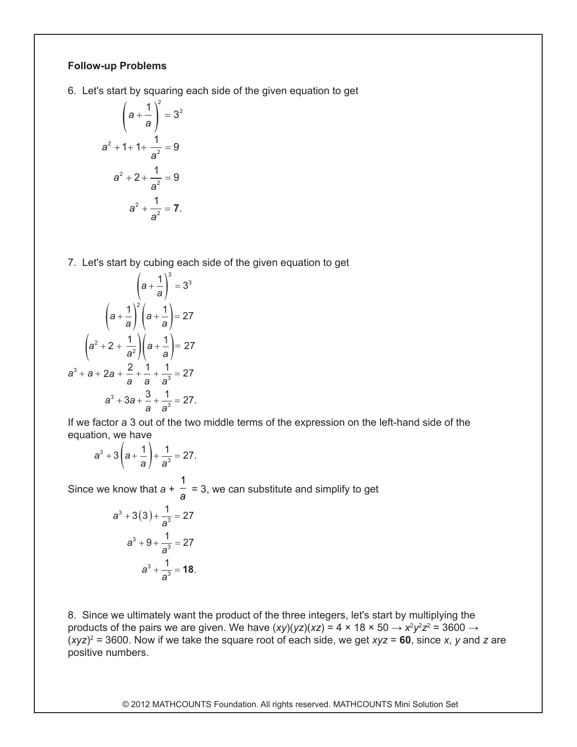**Follow-up Problems**

6. Let's start by squaring each side of the given equation to get

$$\left(a+\frac{1}{a}\right)^2 = 3^2$$

$$a^2+1+1+\frac{1}{a^2} = 9$$

$$a^2+2+\frac{1}{a^2} = 9$$

$$a^2+\frac{1}{a^2} = \mathbf{7}.$$

7. Let's start by cubing each side of the given equation to get

$$\left(a+\frac{1}{a}\right)^3 = 3^3$$

$$\left(a+\frac{1}{a}\right)^2\left(a+\frac{1}{a}\right) = 27$$

$$\left(a^2+2+\frac{1}{a^2}\right)\left(a+\frac{1}{a}\right) = 27$$

$$a^3+a+2a+\frac{2}{a}+\frac{1}{a}+\frac{1}{a^3} = 27$$

$$a^3+3a+\frac{3}{a}+\frac{1}{a^3} = 27.$$

If we factor a 3 out of the two middle terms of the expression on the left-hand side of the equation, we have

$$a^3+3\left(a+\frac{1}{a}\right)+\frac{1}{a^3} = 27.$$

Since we know that $a + \frac{1}{a} = 3$, we can substitute and simplify to get

$$a^3+3(3)+\frac{1}{a^3} = 27$$

$$a^3+9+\frac{1}{a^3} = 27$$

$$a^3+\frac{1}{a^3} = \mathbf{18}.$$

8. Since we ultimately want the product of the three integers, let's start by multiplying the products of the pairs we are given. We have $(xy)(yz)(xz) = 4 \times 18 \times 50 \rightarrow x^2y^2z^2 = 3600 \rightarrow (xyz)^2 = 3600$. Now if we take the square root of each side, we get $xyz =$ **60**, since $x$, $y$ and $z$ are positive numbers.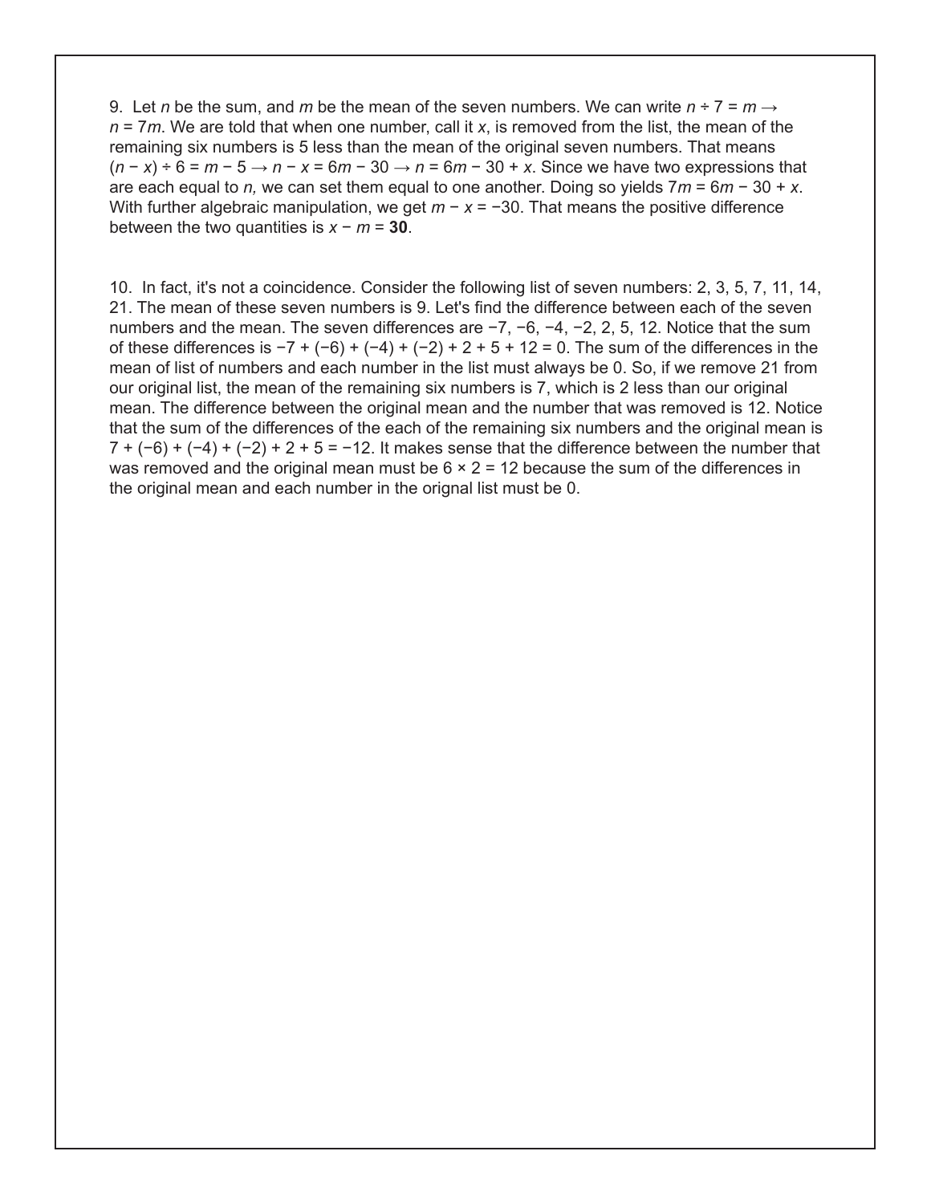9. Let $n$ be the sum, and $m$ be the mean of the seven numbers. We can write $n \div 7 = m \rightarrow n = 7m$. We are told that when one number, call it $x$, is removed from the list, the mean of the remaining six numbers is 5 less than the mean of the original seven numbers. That means $(n - x) \div 6 = m - 5 \rightarrow n - x = 6m - 30 \rightarrow n = 6m - 30 + x$. Since we have two expressions that are each equal to $n$, we can set them equal to one another. Doing so yields $7m = 6m - 30 + x$. With further algebraic manipulation, we get $m - x = -30$. That means the positive difference between the two quantities is $x - m =$ **30**.

10. In fact, it's not a coincidence. Consider the following list of seven numbers: 2, 3, 5, 7, 11, 14, 21. The mean of these seven numbers is 9. Let's find the difference between each of the seven numbers and the mean. The seven differences are −7, −6, −4, −2, 2, 5, 12. Notice that the sum of these differences is $-7 + (-6) + (-4) + (-2) + 2 + 5 + 12 = 0$. The sum of the differences in the mean of list of numbers and each number in the list must always be 0. So, if we remove 21 from our original list, the mean of the remaining six numbers is 7, which is 2 less than our original mean. The difference between the original mean and the number that was removed is 12. Notice that the sum of the differences of the each of the remaining six numbers and the original mean is $7 + (-6) + (-4) + (-2) + 2 + 5 = -12$. It makes sense that the difference between the number that was removed and the original mean must be $6 \times 2 = 12$ because the sum of the differences in the original mean and each number in the orignal list must be 0.